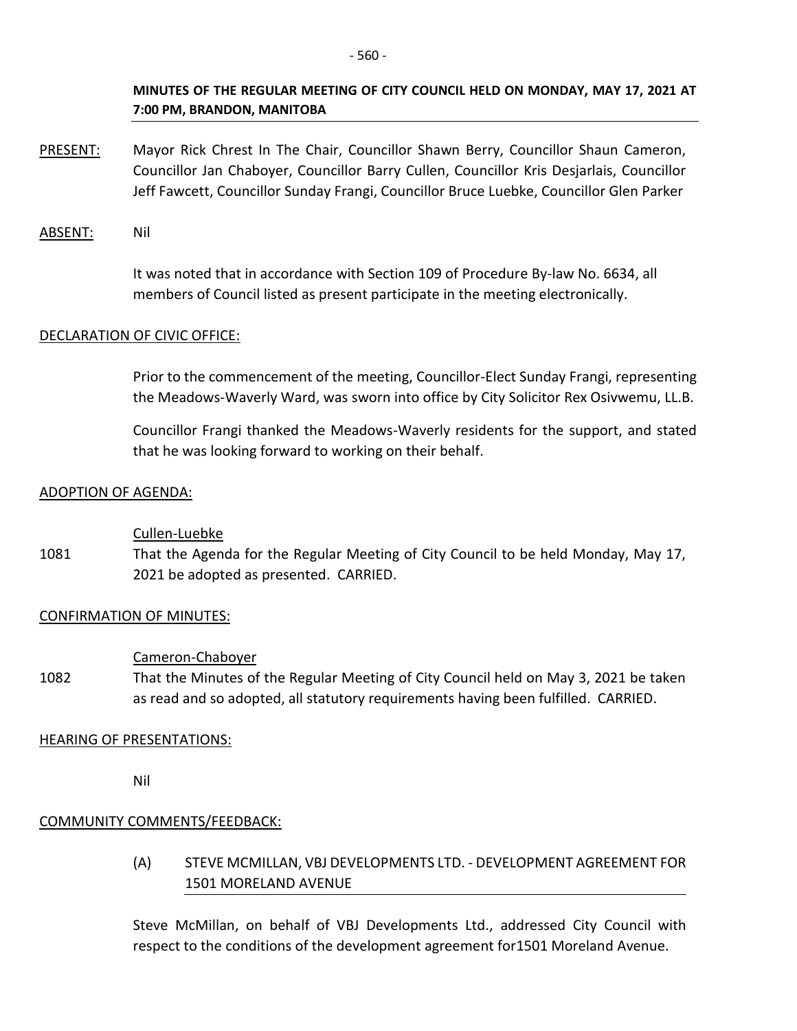**MINUTES OF THE REGULAR MEETING OF CITY COUNCIL HELD ON MONDAY, MAY 17, 2021 AT 7:00 PM, BRANDON, MANITOBA**

PRESENT: Mayor Rick Chrest In The Chair, Councillor Shawn Berry, Councillor Shaun Cameron, Councillor Jan Chaboyer, Councillor Barry Cullen, Councillor Kris Desjarlais, Councillor Jeff Fawcett, Councillor Sunday Frangi, Councillor Bruce Luebke, Councillor Glen Parker

ABSENT: Nil

It was noted that in accordance with Section 109 of Procedure By-law No. 6634, all members of Council listed as present participate in the meeting electronically.

## DECLARATION OF CIVIC OFFICE:

Prior to the commencement of the meeting, Councillor-Elect Sunday Frangi, representing the Meadows-Waverly Ward, was sworn into office by City Solicitor Rex Osivwemu, LL.B.

Councillor Frangi thanked the Meadows-Waverly residents for the support, and stated that he was looking forward to working on their behalf.

## ADOPTION OF AGENDA:

Cullen-Luebke

1081 That the Agenda for the Regular Meeting of City Council to be held Monday, May 17, 2021 be adopted as presented. CARRIED.

## CONFIRMATION OF MINUTES:

Cameron-Chaboyer

1082 That the Minutes of the Regular Meeting of City Council held on May 3, 2021 be taken as read and so adopted, all statutory requirements having been fulfilled. CARRIED.

## HEARING OF PRESENTATIONS:

Nil

## COMMUNITY COMMENTS/FEEDBACK:

### (A) STEVE MCMILLAN, VBJ DEVELOPMENTS LTD. - DEVELOPMENT AGREEMENT FOR 1501 MORELAND AVENUE

Steve McMillan, on behalf of VBJ Developments Ltd., addressed City Council with respect to the conditions of the development agreement for1501 Moreland Avenue.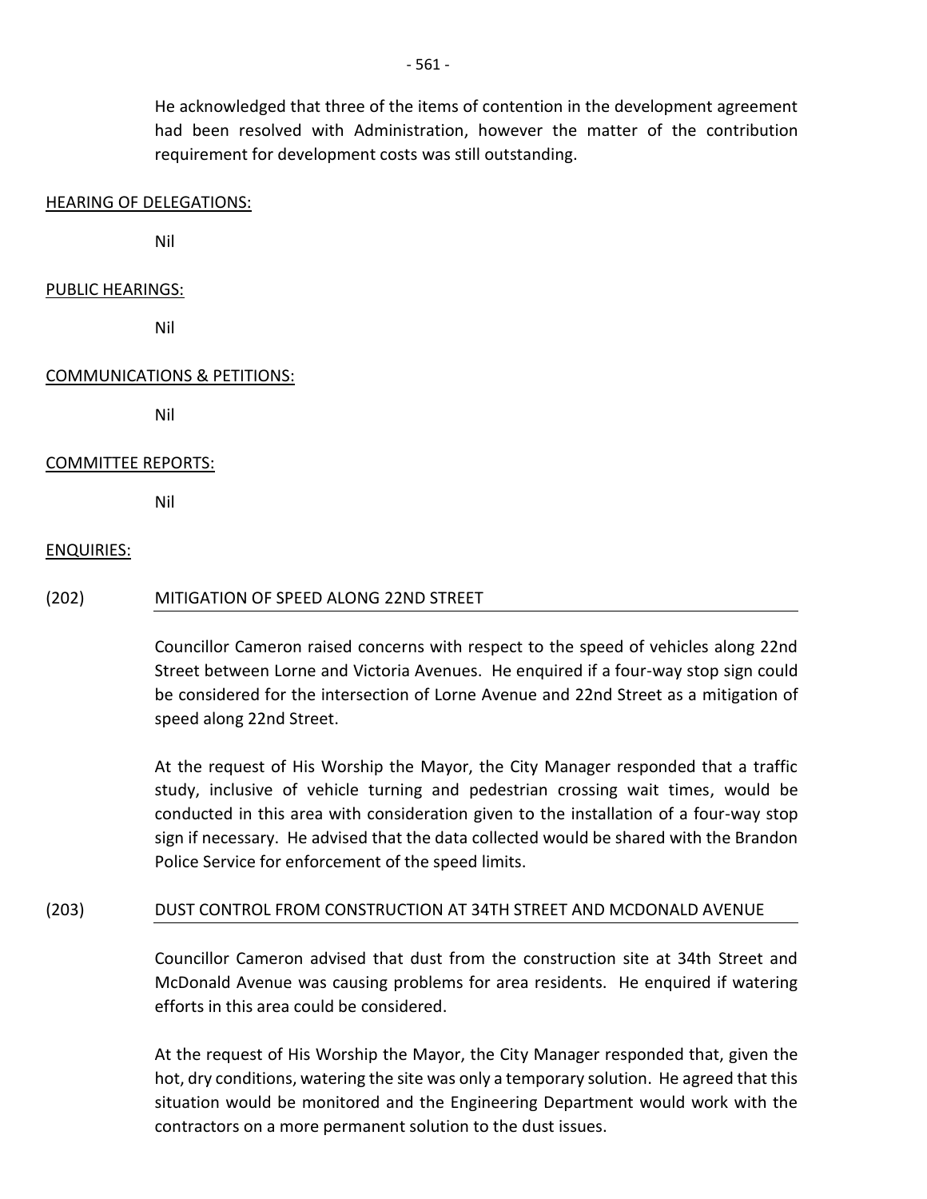He acknowledged that three of the items of contention in the development agreement had been resolved with Administration, however the matter of the contribution requirement for development costs was still outstanding.

HEARING OF DELEGATIONS:

Nil

PUBLIC HEARINGS:

Nil

COMMUNICATIONS & PETITIONS:

Nil

COMMITTEE REPORTS:

Nil

ENQUIRIES:

(202) MITIGATION OF SPEED ALONG 22ND STREET

Councillor Cameron raised concerns with respect to the speed of vehicles along 22nd Street between Lorne and Victoria Avenues. He enquired if a four-way stop sign could be considered for the intersection of Lorne Avenue and 22nd Street as a mitigation of speed along 22nd Street.

At the request of His Worship the Mayor, the City Manager responded that a traffic study, inclusive of vehicle turning and pedestrian crossing wait times, would be conducted in this area with consideration given to the installation of a four-way stop sign if necessary. He advised that the data collected would be shared with the Brandon Police Service for enforcement of the speed limits.

(203) DUST CONTROL FROM CONSTRUCTION AT 34TH STREET AND MCDONALD AVENUE

Councillor Cameron advised that dust from the construction site at 34th Street and McDonald Avenue was causing problems for area residents. He enquired if watering efforts in this area could be considered.

At the request of His Worship the Mayor, the City Manager responded that, given the hot, dry conditions, watering the site was only a temporary solution. He agreed that this situation would be monitored and the Engineering Department would work with the contractors on a more permanent solution to the dust issues.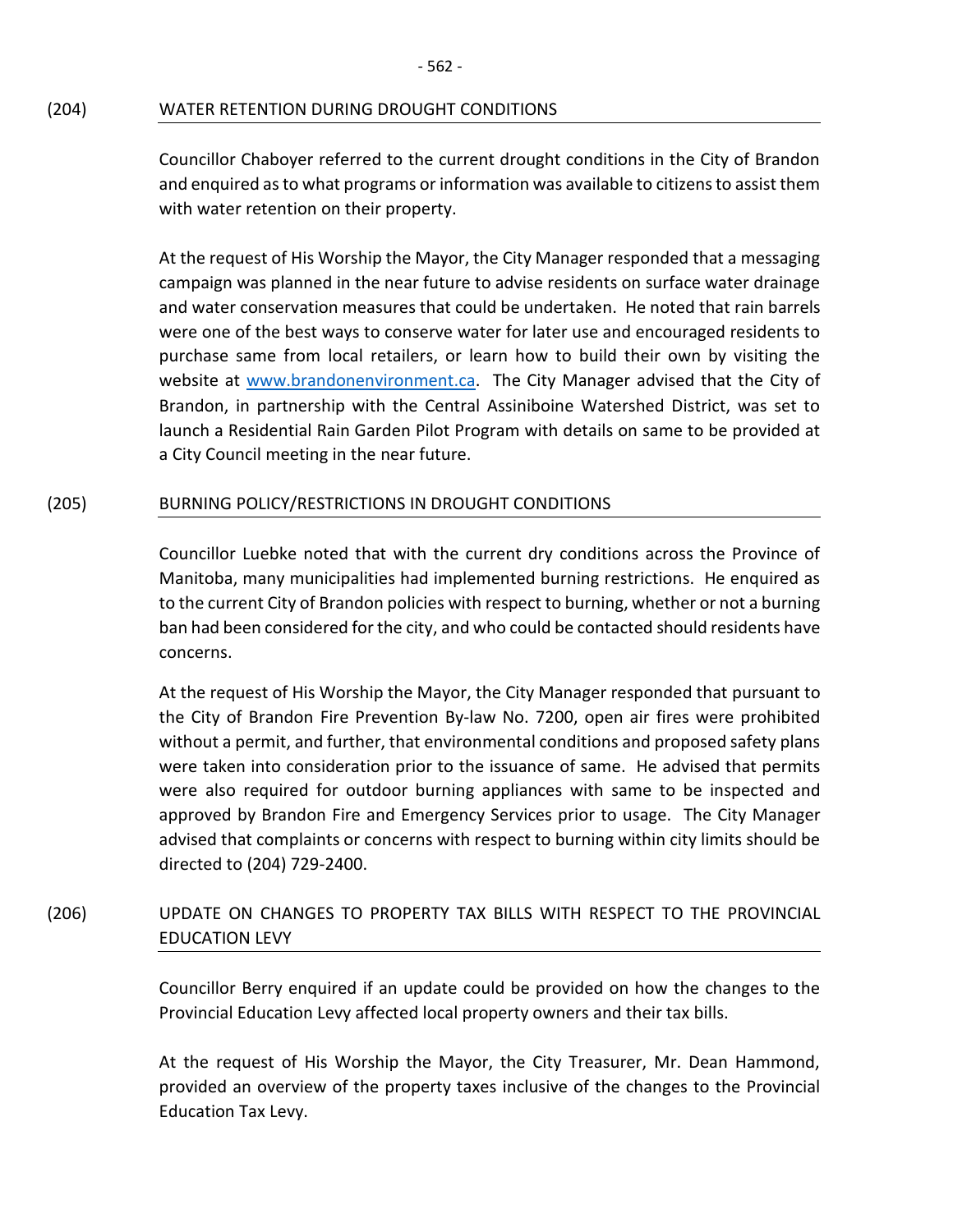## (204) WATER RETENTION DURING DROUGHT CONDITIONS

Councillor Chaboyer referred to the current drought conditions in the City of Brandon and enquired as to what programs or information was available to citizens to assist them with water retention on their property.

At the request of His Worship the Mayor, the City Manager responded that a messaging campaign was planned in the near future to advise residents on surface water drainage and water conservation measures that could be undertaken. He noted that rain barrels were one of the best ways to conserve water for later use and encouraged residents to purchase same from local retailers, or learn how to build their own by visiting the website at [www.brandonenvironment.ca](http://www.brandonenvironment.ca). The City Manager advised that the City of Brandon, in partnership with the Central Assiniboine Watershed District, was set to launch a Residential Rain Garden Pilot Program with details on same to be provided at a City Council meeting in the near future.

## (205) BURNING POLICY/RESTRICTIONS IN DROUGHT CONDITIONS

Councillor Luebke noted that with the current dry conditions across the Province of Manitoba, many municipalities had implemented burning restrictions. He enquired as to the current City of Brandon policies with respect to burning, whether or not a burning ban had been considered for the city, and who could be contacted should residents have concerns.

At the request of His Worship the Mayor, the City Manager responded that pursuant to the City of Brandon Fire Prevention By-law No. 7200, open air fires were prohibited without a permit, and further, that environmental conditions and proposed safety plans were taken into consideration prior to the issuance of same. He advised that permits were also required for outdoor burning appliances with same to be inspected and approved by Brandon Fire and Emergency Services prior to usage. The City Manager advised that complaints or concerns with respect to burning within city limits should be directed to (204) 729-2400.

## (206) UPDATE ON CHANGES TO PROPERTY TAX BILLS WITH RESPECT TO THE PROVINCIAL EDUCATION LEVY

Councillor Berry enquired if an update could be provided on how the changes to the Provincial Education Levy affected local property owners and their tax bills.

At the request of His Worship the Mayor, the City Treasurer, Mr. Dean Hammond, provided an overview of the property taxes inclusive of the changes to the Provincial Education Tax Levy.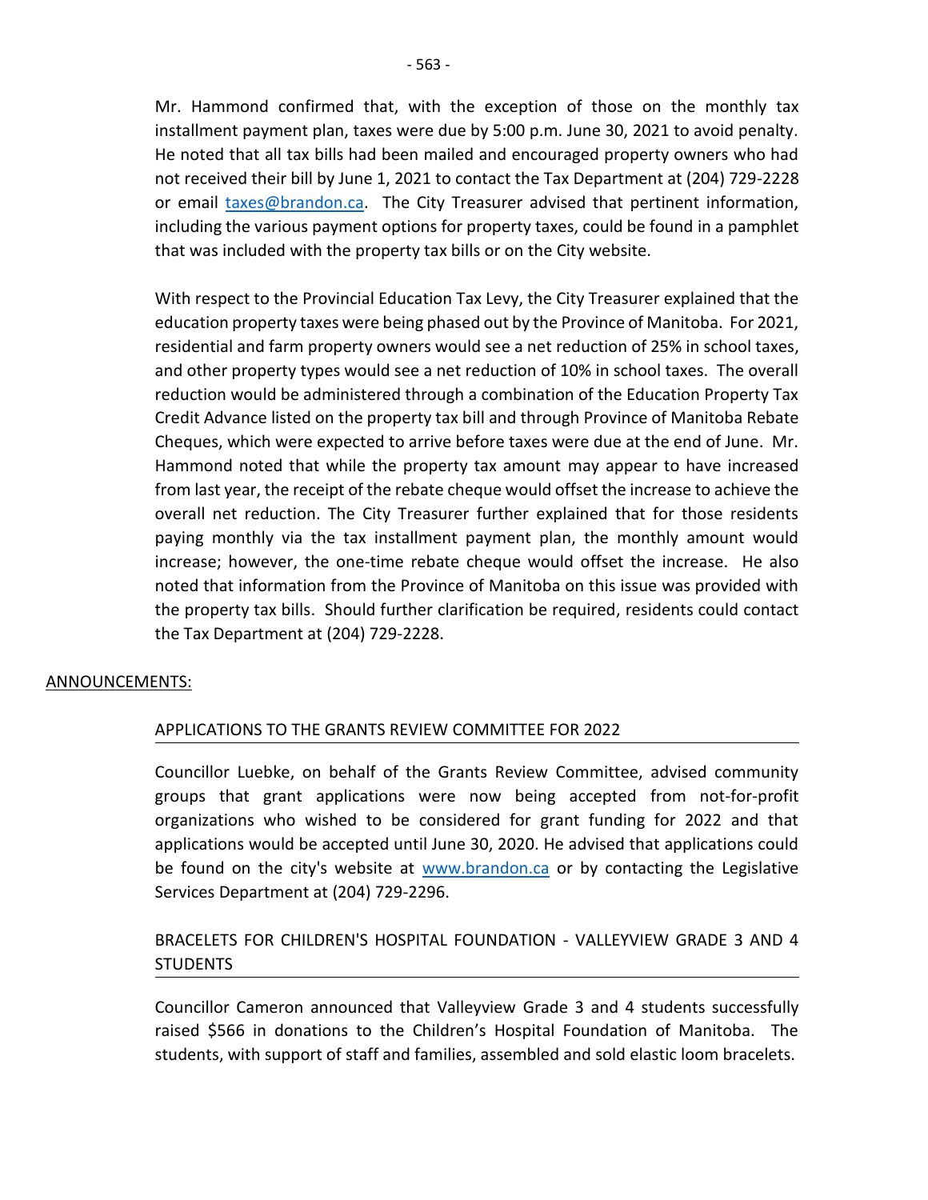Mr. Hammond confirmed that, with the exception of those on the monthly tax installment payment plan, taxes were due by 5:00 p.m. June 30, 2021 to avoid penalty. He noted that all tax bills had been mailed and encouraged property owners who had not received their bill by June 1, 2021 to contact the Tax Department at (204) 729-2228 or email taxes@brandon.ca. The City Treasurer advised that pertinent information, including the various payment options for property taxes, could be found in a pamphlet that was included with the property tax bills or on the City website.

With respect to the Provincial Education Tax Levy, the City Treasurer explained that the education property taxes were being phased out by the Province of Manitoba. For 2021, residential and farm property owners would see a net reduction of 25% in school taxes, and other property types would see a net reduction of 10% in school taxes. The overall reduction would be administered through a combination of the Education Property Tax Credit Advance listed on the property tax bill and through Province of Manitoba Rebate Cheques, which were expected to arrive before taxes were due at the end of June. Mr. Hammond noted that while the property tax amount may appear to have increased from last year, the receipt of the rebate cheque would offset the increase to achieve the overall net reduction. The City Treasurer further explained that for those residents paying monthly via the tax installment payment plan, the monthly amount would increase; however, the one-time rebate cheque would offset the increase. He also noted that information from the Province of Manitoba on this issue was provided with the property tax bills. Should further clarification be required, residents could contact the Tax Department at (204) 729-2228.

## ANNOUNCEMENTS:

### APPLICATIONS TO THE GRANTS REVIEW COMMITTEE FOR 2022

Councillor Luebke, on behalf of the Grants Review Committee, advised community groups that grant applications were now being accepted from not-for-profit organizations who wished to be considered for grant funding for 2022 and that applications would be accepted until June 30, 2020. He advised that applications could be found on the city's website at www.brandon.ca or by contacting the Legislative Services Department at (204) 729-2296.

### BRACELETS FOR CHILDREN'S HOSPITAL FOUNDATION - VALLEYVIEW GRADE 3 AND 4 STUDENTS

Councillor Cameron announced that Valleyview Grade 3 and 4 students successfully raised $566 in donations to the Children's Hospital Foundation of Manitoba. The students, with support of staff and families, assembled and sold elastic loom bracelets.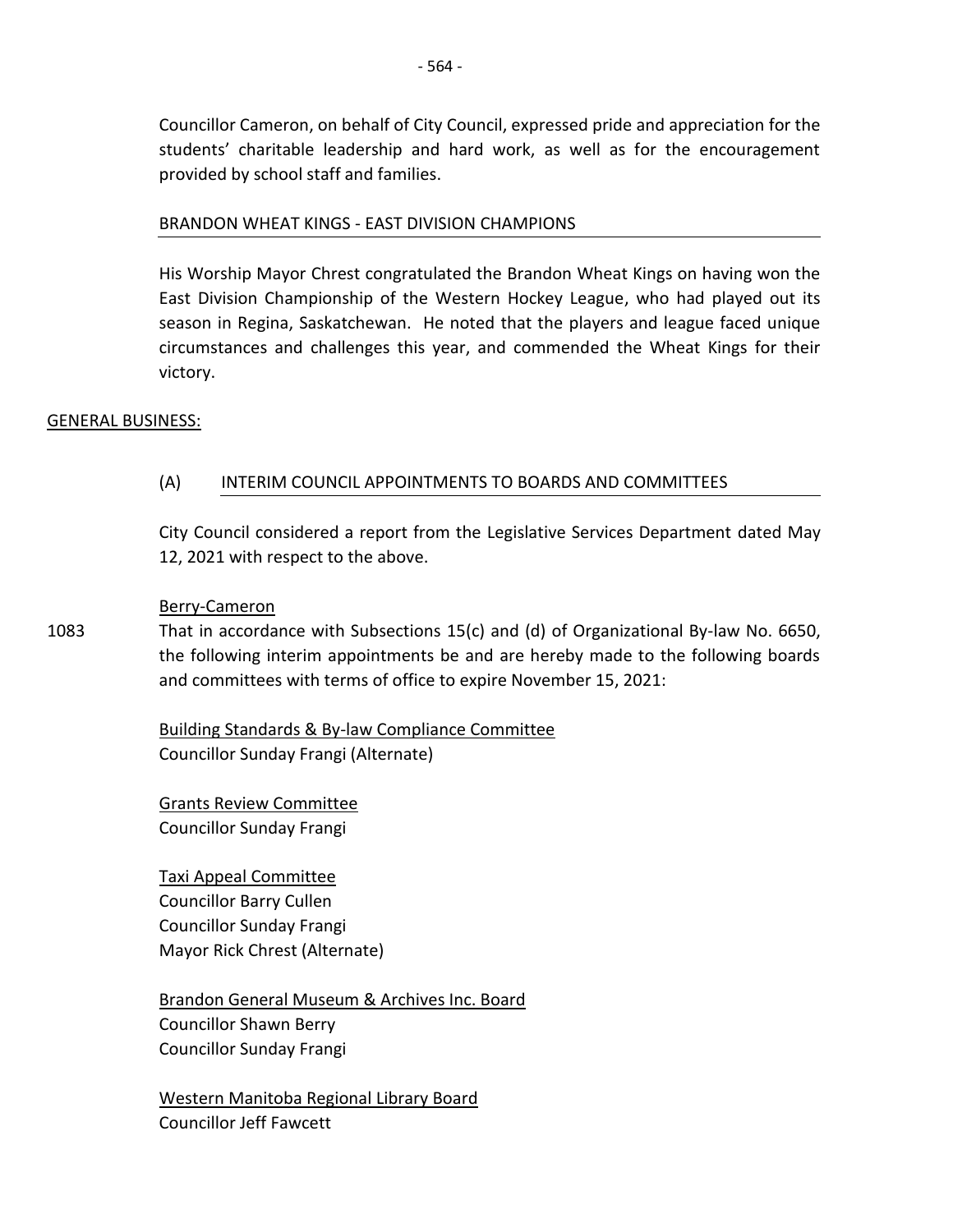Councillor Cameron, on behalf of City Council, expressed pride and appreciation for the students' charitable leadership and hard work, as well as for the encouragement provided by school staff and families.

BRANDON WHEAT KINGS - EAST DIVISION CHAMPIONS

His Worship Mayor Chrest congratulated the Brandon Wheat Kings on having won the East Division Championship of the Western Hockey League, who had played out its season in Regina, Saskatchewan. He noted that the players and league faced unique circumstances and challenges this year, and commended the Wheat Kings for their victory.

## GENERAL BUSINESS:

### (A) INTERIM COUNCIL APPOINTMENTS TO BOARDS AND COMMITTEES

City Council considered a report from the Legislative Services Department dated May 12, 2021 with respect to the above.

Berry-Cameron

1083 That in accordance with Subsections 15(c) and (d) of Organizational By-law No. 6650, the following interim appointments be and are hereby made to the following boards and committees with terms of office to expire November 15, 2021:

Building Standards & By-law Compliance Committee
Councillor Sunday Frangi (Alternate)

Grants Review Committee
Councillor Sunday Frangi

Taxi Appeal Committee
Councillor Barry Cullen
Councillor Sunday Frangi
Mayor Rick Chrest (Alternate)

Brandon General Museum & Archives Inc. Board
Councillor Shawn Berry
Councillor Sunday Frangi

Western Manitoba Regional Library Board
Councillor Jeff Fawcett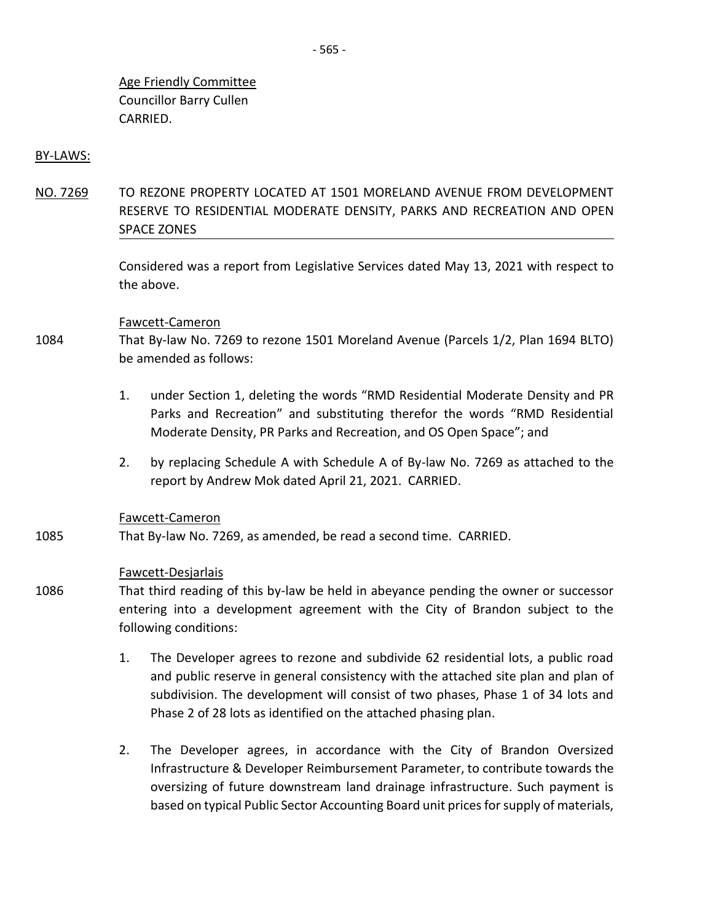Age Friendly Committee
Councillor Barry Cullen
CARRIED.

BY-LAWS:

NO. 7269 TO REZONE PROPERTY LOCATED AT 1501 MORELAND AVENUE FROM DEVELOPMENT RESERVE TO RESIDENTIAL MODERATE DENSITY, PARKS AND RECREATION AND OPEN SPACE ZONES

Considered was a report from Legislative Services dated May 13, 2021 with respect to the above.

Fawcett-Cameron

1084 That By-law No. 7269 to rezone 1501 Moreland Avenue (Parcels 1/2, Plan 1694 BLTO) be amended as follows:

1. under Section 1, deleting the words "RMD Residential Moderate Density and PR Parks and Recreation" and substituting therefor the words "RMD Residential Moderate Density, PR Parks and Recreation, and OS Open Space"; and
2. by replacing Schedule A with Schedule A of By-law No. 7269 as attached to the report by Andrew Mok dated April 21, 2021. CARRIED.

Fawcett-Cameron

1085 That By-law No. 7269, as amended, be read a second time. CARRIED.

Fawcett-Desjarlais

1086 That third reading of this by-law be held in abeyance pending the owner or successor entering into a development agreement with the City of Brandon subject to the following conditions:

1. The Developer agrees to rezone and subdivide 62 residential lots, a public road and public reserve in general consistency with the attached site plan and plan of subdivision. The development will consist of two phases, Phase 1 of 34 lots and Phase 2 of 28 lots as identified on the attached phasing plan.
2. The Developer agrees, in accordance with the City of Brandon Oversized Infrastructure & Developer Reimbursement Parameter, to contribute towards the oversizing of future downstream land drainage infrastructure. Such payment is based on typical Public Sector Accounting Board unit prices for supply of materials,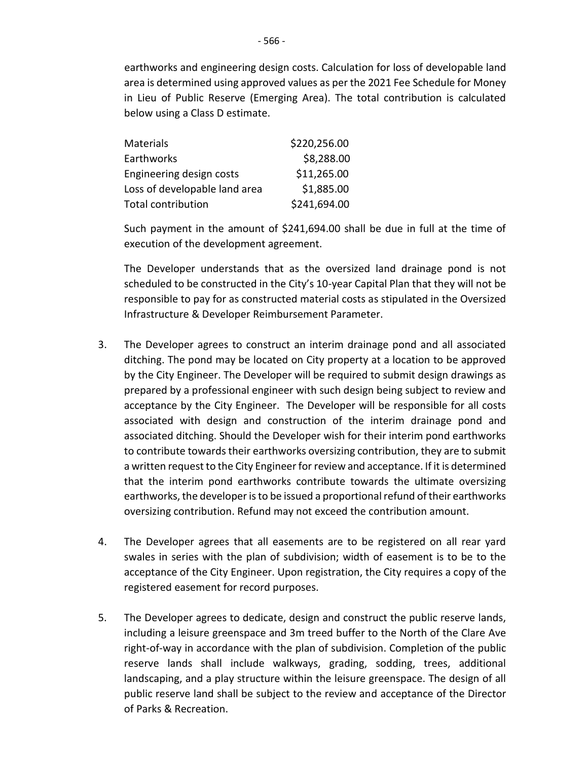earthworks and engineering design costs. Calculation for loss of developable land area is determined using approved values as per the 2021 Fee Schedule for Money in Lieu of Public Reserve (Emerging Area). The total contribution is calculated below using a Class D estimate.

| | |
|---|---:|
| Materials | \$220,256.00 |
| Earthworks | \$8,288.00 |
| Engineering design costs | \$11,265.00 |
| Loss of developable land area | \$1,885.00 |
| Total contribution | \$241,694.00 |

Such payment in the amount of \$241,694.00 shall be due in full at the time of execution of the development agreement.

The Developer understands that as the oversized land drainage pond is not scheduled to be constructed in the City's 10-year Capital Plan that they will not be responsible to pay for as constructed material costs as stipulated in the Oversized Infrastructure & Developer Reimbursement Parameter.

3. The Developer agrees to construct an interim drainage pond and all associated ditching. The pond may be located on City property at a location to be approved by the City Engineer. The Developer will be required to submit design drawings as prepared by a professional engineer with such design being subject to review and acceptance by the City Engineer. The Developer will be responsible for all costs associated with design and construction of the interim drainage pond and associated ditching. Should the Developer wish for their interim pond earthworks to contribute towards their earthworks oversizing contribution, they are to submit a written request to the City Engineer for review and acceptance. If it is determined that the interim pond earthworks contribute towards the ultimate oversizing earthworks, the developer is to be issued a proportional refund of their earthworks oversizing contribution. Refund may not exceed the contribution amount.

4. The Developer agrees that all easements are to be registered on all rear yard swales in series with the plan of subdivision; width of easement is to be to the acceptance of the City Engineer. Upon registration, the City requires a copy of the registered easement for record purposes.

5. The Developer agrees to dedicate, design and construct the public reserve lands, including a leisure greenspace and 3m treed buffer to the North of the Clare Ave right-of-way in accordance with the plan of subdivision. Completion of the public reserve lands shall include walkways, grading, sodding, trees, additional landscaping, and a play structure within the leisure greenspace. The design of all public reserve land shall be subject to the review and acceptance of the Director of Parks & Recreation.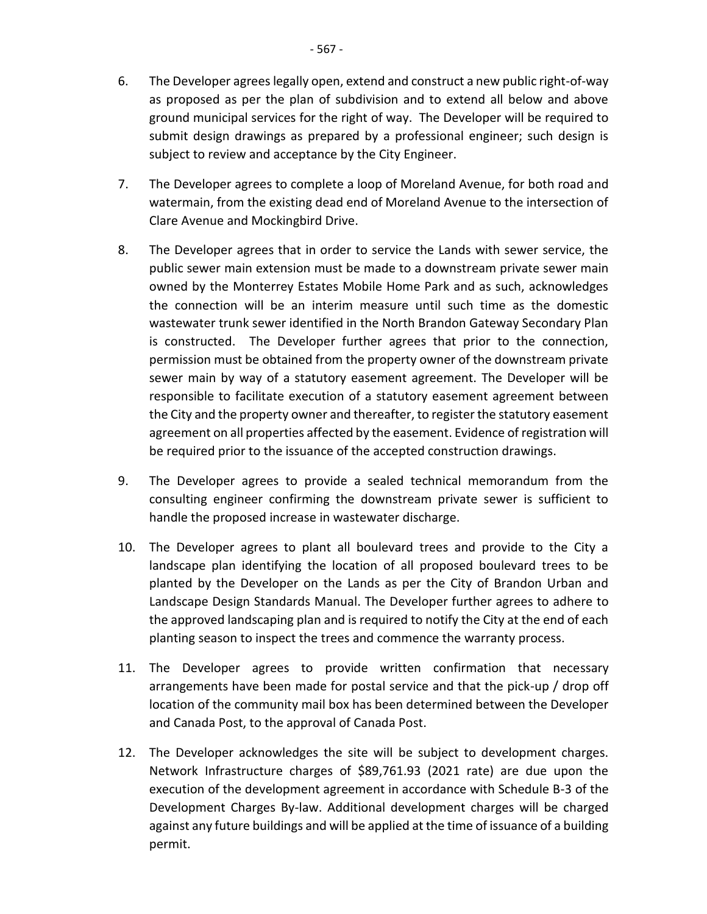6. The Developer agrees legally open, extend and construct a new public right-of-way as proposed as per the plan of subdivision and to extend all below and above ground municipal services for the right of way. The Developer will be required to submit design drawings as prepared by a professional engineer; such design is subject to review and acceptance by the City Engineer.

7. The Developer agrees to complete a loop of Moreland Avenue, for both road and watermain, from the existing dead end of Moreland Avenue to the intersection of Clare Avenue and Mockingbird Drive.

8. The Developer agrees that in order to service the Lands with sewer service, the public sewer main extension must be made to a downstream private sewer main owned by the Monterrey Estates Mobile Home Park and as such, acknowledges the connection will be an interim measure until such time as the domestic wastewater trunk sewer identified in the North Brandon Gateway Secondary Plan is constructed. The Developer further agrees that prior to the connection, permission must be obtained from the property owner of the downstream private sewer main by way of a statutory easement agreement. The Developer will be responsible to facilitate execution of a statutory easement agreement between the City and the property owner and thereafter, to register the statutory easement agreement on all properties affected by the easement. Evidence of registration will be required prior to the issuance of the accepted construction drawings.

9. The Developer agrees to provide a sealed technical memorandum from the consulting engineer confirming the downstream private sewer is sufficient to handle the proposed increase in wastewater discharge.

10. The Developer agrees to plant all boulevard trees and provide to the City a landscape plan identifying the location of all proposed boulevard trees to be planted by the Developer on the Lands as per the City of Brandon Urban and Landscape Design Standards Manual. The Developer further agrees to adhere to the approved landscaping plan and is required to notify the City at the end of each planting season to inspect the trees and commence the warranty process.

11. The Developer agrees to provide written confirmation that necessary arrangements have been made for postal service and that the pick-up / drop off location of the community mail box has been determined between the Developer and Canada Post, to the approval of Canada Post.

12. The Developer acknowledges the site will be subject to development charges. Network Infrastructure charges of $89,761.93 (2021 rate) are due upon the execution of the development agreement in accordance with Schedule B-3 of the Development Charges By-law. Additional development charges will be charged against any future buildings and will be applied at the time of issuance of a building permit.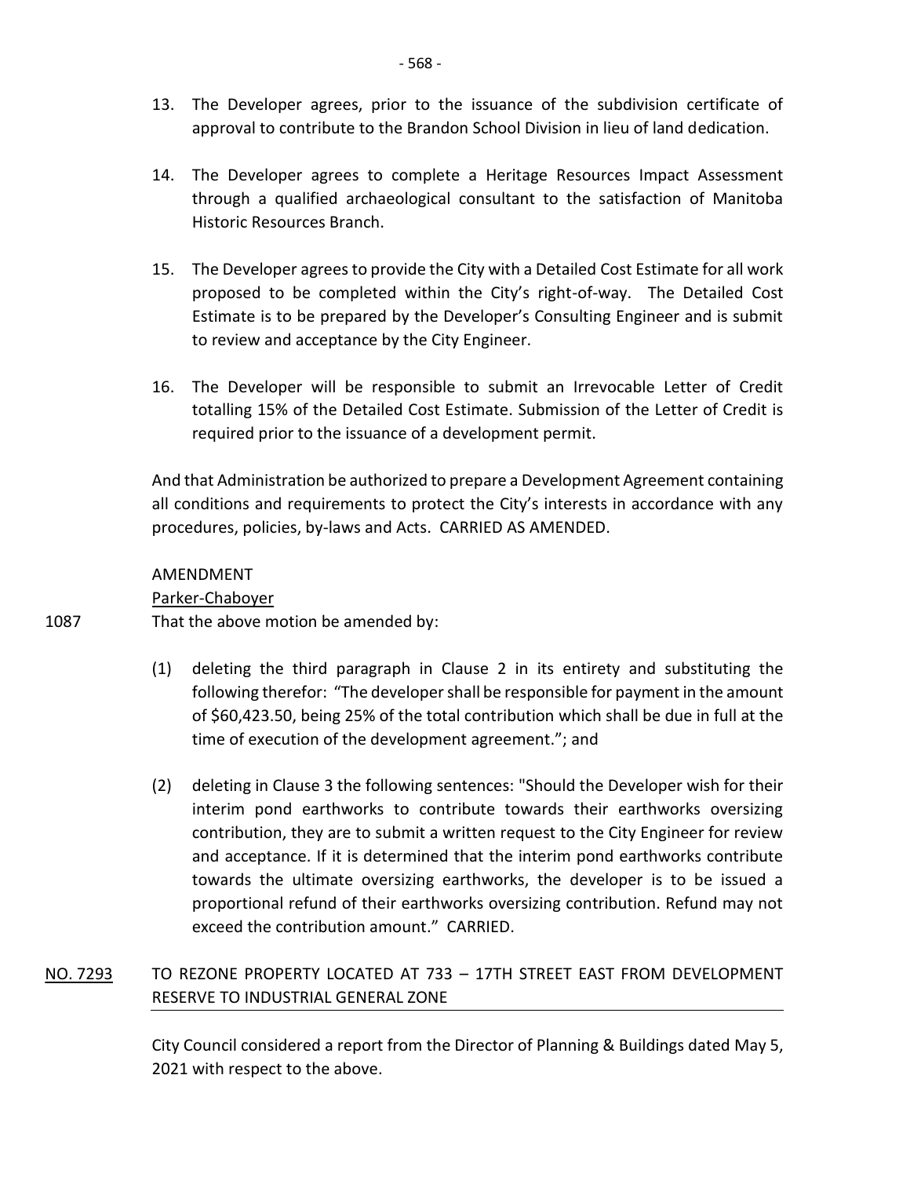13. The Developer agrees, prior to the issuance of the subdivision certificate of approval to contribute to the Brandon School Division in lieu of land dedication.

14. The Developer agrees to complete a Heritage Resources Impact Assessment through a qualified archaeological consultant to the satisfaction of Manitoba Historic Resources Branch.

15. The Developer agrees to provide the City with a Detailed Cost Estimate for all work proposed to be completed within the City's right-of-way. The Detailed Cost Estimate is to be prepared by the Developer's Consulting Engineer and is submit to review and acceptance by the City Engineer.

16. The Developer will be responsible to submit an Irrevocable Letter of Credit totalling 15% of the Detailed Cost Estimate. Submission of the Letter of Credit is required prior to the issuance of a development permit.

And that Administration be authorized to prepare a Development Agreement containing all conditions and requirements to protect the City's interests in accordance with any procedures, policies, by-laws and Acts. CARRIED AS AMENDED.

AMENDMENT

Parker-Chaboyer

1087 That the above motion be amended by:

(1) deleting the third paragraph in Clause 2 in its entirety and substituting the following therefor: "The developer shall be responsible for payment in the amount of $60,423.50, being 25% of the total contribution which shall be due in full at the time of execution of the development agreement."; and

(2) deleting in Clause 3 the following sentences: "Should the Developer wish for their interim pond earthworks to contribute towards their earthworks oversizing contribution, they are to submit a written request to the City Engineer for review and acceptance. If it is determined that the interim pond earthworks contribute towards the ultimate oversizing earthworks, the developer is to be issued a proportional refund of their earthworks oversizing contribution. Refund may not exceed the contribution amount." CARRIED.

## NO. 7293 TO REZONE PROPERTY LOCATED AT 733 – 17TH STREET EAST FROM DEVELOPMENT RESERVE TO INDUSTRIAL GENERAL ZONE

City Council considered a report from the Director of Planning & Buildings dated May 5, 2021 with respect to the above.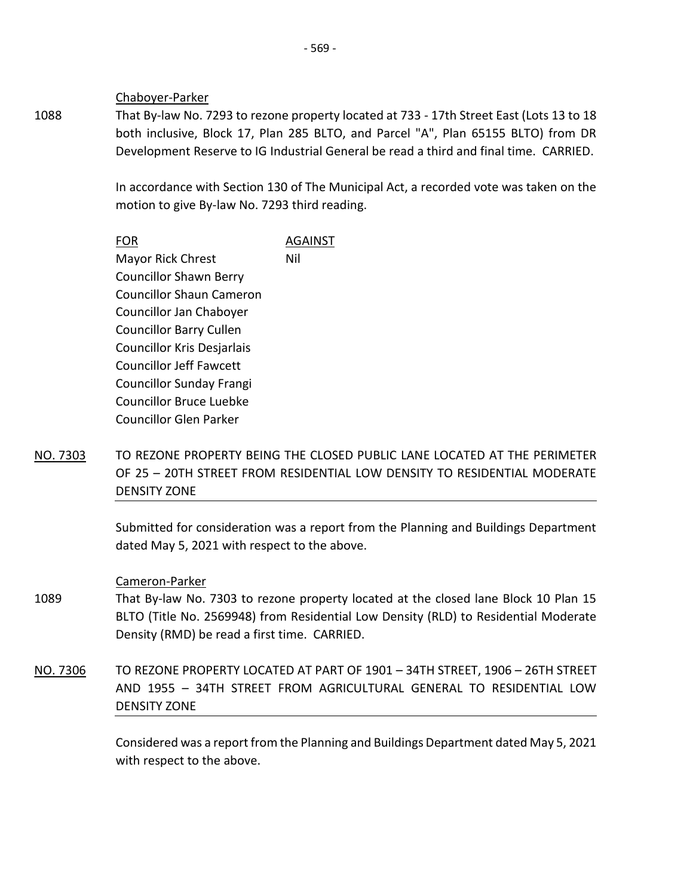Chaboyer-Parker

1088 That By-law No. 7293 to rezone property located at 733 - 17th Street East (Lots 13 to 18 both inclusive, Block 17, Plan 285 BLTO, and Parcel "A", Plan 65155 BLTO) from DR Development Reserve to IG Industrial General be read a third and final time. CARRIED.

In accordance with Section 130 of The Municipal Act, a recorded vote was taken on the motion to give By-law No. 7293 third reading.

| FOR | AGAINST |
|---|---|
| Mayor Rick Chrest | Nil |
| Councillor Shawn Berry | |
| Councillor Shaun Cameron | |
| Councillor Jan Chaboyer | |
| Councillor Barry Cullen | |
| Councillor Kris Desjarlais | |
| Councillor Jeff Fawcett | |
| Councillor Sunday Frangi | |
| Councillor Bruce Luebke | |
| Councillor Glen Parker | |

## NO. 7303 TO REZONE PROPERTY BEING THE CLOSED PUBLIC LANE LOCATED AT THE PERIMETER OF 25 – 20TH STREET FROM RESIDENTIAL LOW DENSITY TO RESIDENTIAL MODERATE DENSITY ZONE

Submitted for consideration was a report from the Planning and Buildings Department dated May 5, 2021 with respect to the above.

Cameron-Parker

1089 That By-law No. 7303 to rezone property located at the closed lane Block 10 Plan 15 BLTO (Title No. 2569948) from Residential Low Density (RLD) to Residential Moderate Density (RMD) be read a first time. CARRIED.

## NO. 7306 TO REZONE PROPERTY LOCATED AT PART OF 1901 – 34TH STREET, 1906 – 26TH STREET AND 1955 – 34TH STREET FROM AGRICULTURAL GENERAL TO RESIDENTIAL LOW DENSITY ZONE

Considered was a report from the Planning and Buildings Department dated May 5, 2021 with respect to the above.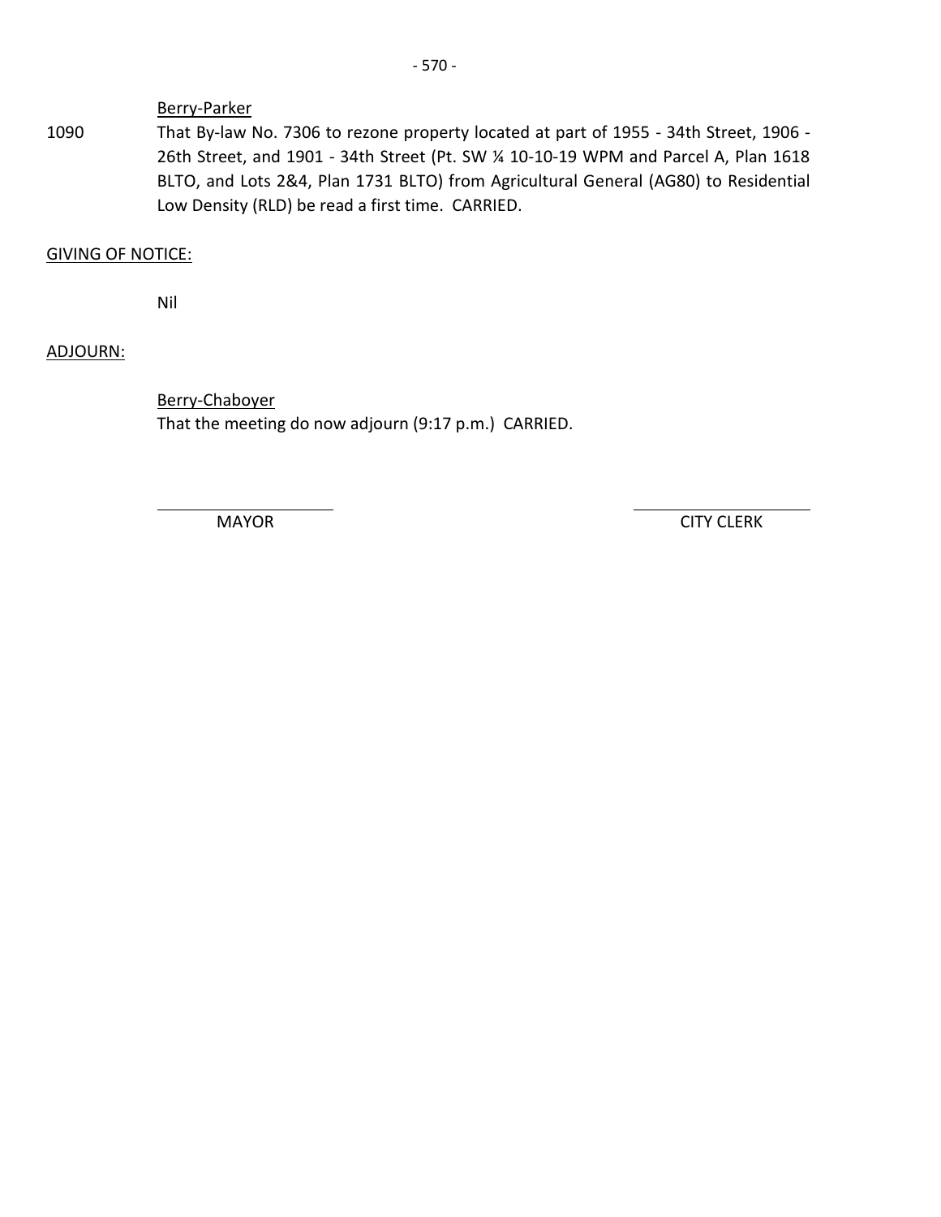Berry-Parker

1090 That By-law No. 7306 to rezone property located at part of 1955 - 34th Street, 1906 - 26th Street, and 1901 - 34th Street (Pt. SW ¼ 10-10-19 WPM and Parcel A, Plan 1618 BLTO, and Lots 2&4, Plan 1731 BLTO) from Agricultural General (AG80) to Residential Low Density (RLD) be read a first time. CARRIED.

GIVING OF NOTICE:

Nil

ADJOURN:

Berry-Chaboyer
That the meeting do now adjourn (9:17 p.m.) CARRIED.

MAYOR

CITY CLERK